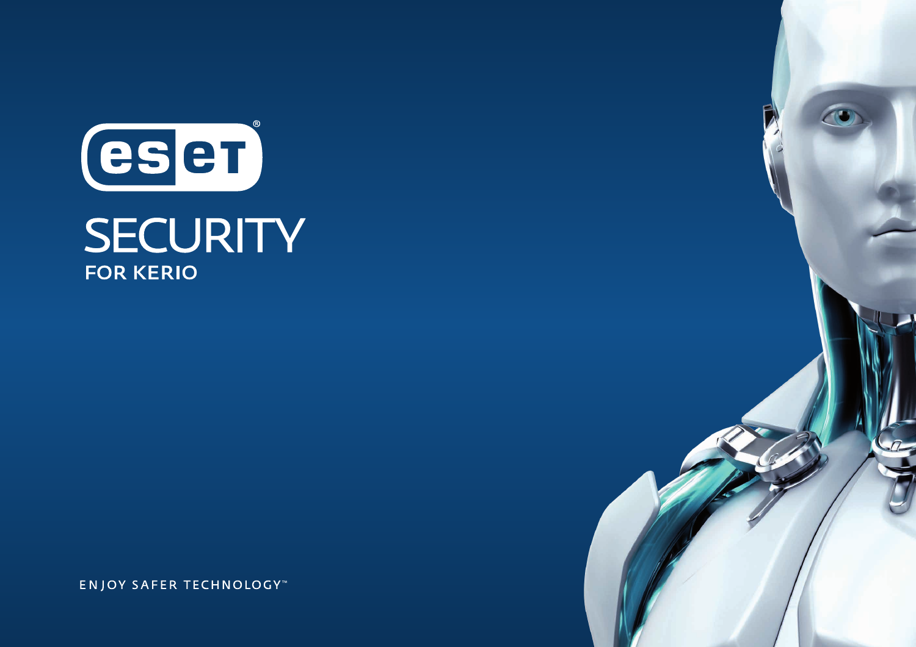# eset®

# SECURITY

## FOR KERIO

ENJOY SAFER TECHNOLOGY™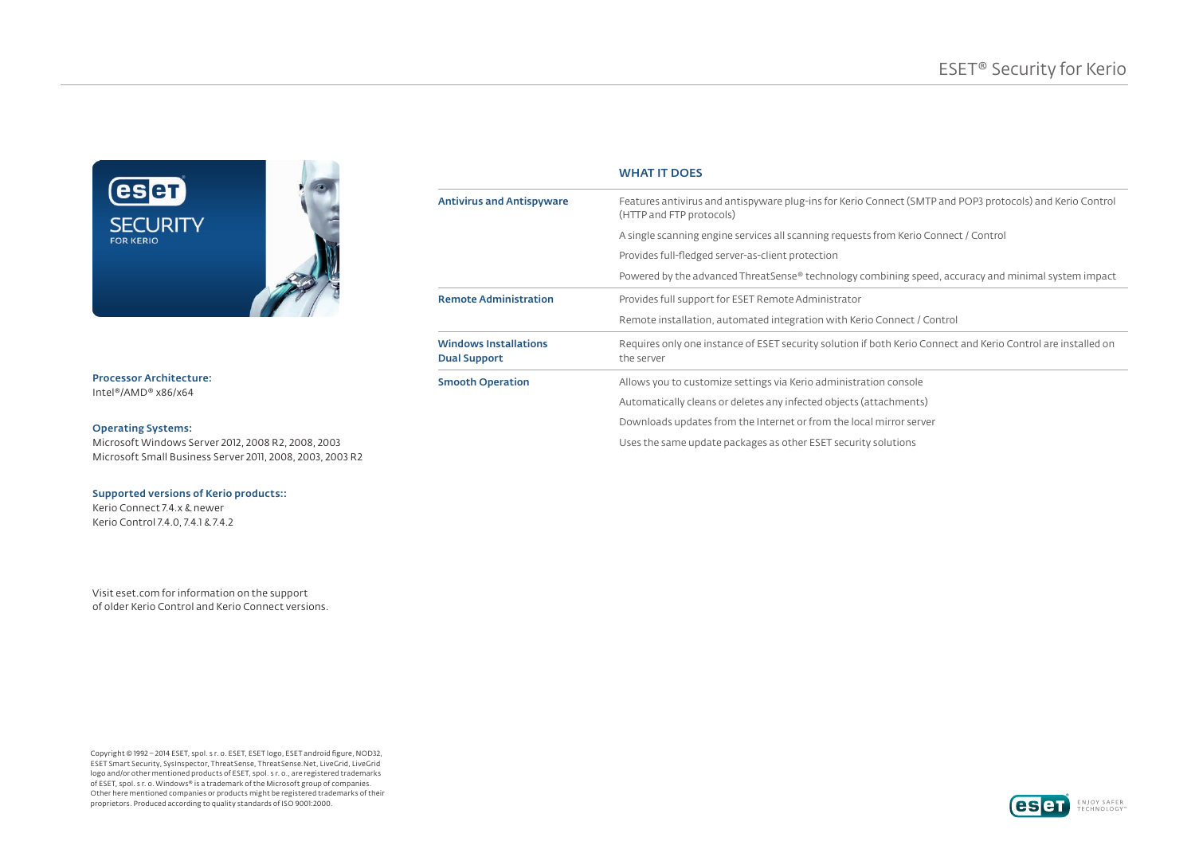# ESET® Security for Kerio

**Processor Architecture:**
Intel®/AMD® x86/x64

**Operating Systems:**
Microsoft Windows Server 2012, 2008 R2, 2008, 2003
Microsoft Small Business Server 2011, 2008, 2003, 2003 R2

**Supported versions of Kerio products::**
Kerio Connect 7.4.x & newer
Kerio Control 7.4.0, 7.4.1 & 7.4.2

Visit eset.com for information on the support of older Kerio Control and Kerio Connect versions.

| | WHAT IT DOES |
|---|---|
| **Antivirus and Antispyware** | Features antivirus and antispyware plug-ins for Kerio Connect (SMTP and POP3 protocols) and Kerio Control (HTTP and FTP protocols) |
| | A single scanning engine services all scanning requests from Kerio Connect / Control |
| | Provides full-fledged server-as-client protection |
| | Powered by the advanced ThreatSense® technology combining speed, accuracy and minimal system impact |
| **Remote Administration** | Provides full support for ESET Remote Administrator |
| | Remote installation, automated integration with Kerio Connect / Control |
| **Windows Installations Dual Support** | Requires only one instance of ESET security solution if both Kerio Connect and Kerio Control are installed on the server |
| **Smooth Operation** | Allows you to customize settings via Kerio administration console |
| | Automatically cleans or deletes any infected objects (attachments) |
| | Downloads updates from the Internet or from the local mirror server |
| | Uses the same update packages as other ESET security solutions |

Copyright © 1992 – 2014 ESET, spol. s r. o. ESET, ESET logo, ESET android figure, NOD32, ESET Smart Security, SysInspector, ThreatSense, ThreatSense.Net, LiveGrid, LiveGrid logo and/or other mentioned products of ESET, spol. s r. o., are registered trademarks of ESET, spol. s r. o. Windows® is a trademark of the Microsoft group of companies. Other here mentioned companies or products might be registered trademarks of their proprietors. Produced according to quality standards of ISO 9001:2000.

ENJOY SAFER TECHNOLOGY™